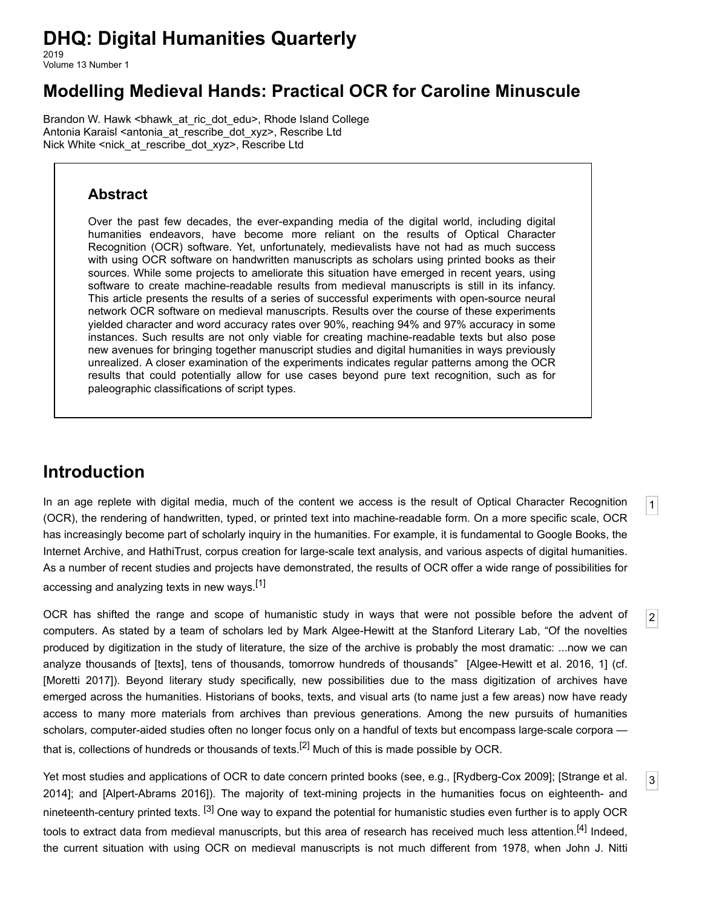# DHQ: Digital Humanities Quarterly

2019
Volume 13 Number 1

## Modelling Medieval Hands: Practical OCR for Caroline Minuscule

Brandon W. Hawk <bhawk_at_ric_dot_edu>, Rhode Island College
Antonia Karaisl <antonia_at_rescribe_dot_xyz>, Rescribe Ltd
Nick White <nick_at_rescribe_dot_xyz>, Rescribe Ltd

### Abstract

Over the past few decades, the ever-expanding media of the digital world, including digital humanities endeavors, have become more reliant on the results of Optical Character Recognition (OCR) software. Yet, unfortunately, medievalists have not had as much success with using OCR software on handwritten manuscripts as scholars using printed books as their sources. While some projects to ameliorate this situation have emerged in recent years, using software to create machine-readable results from medieval manuscripts is still in its infancy. This article presents the results of a series of successful experiments with open-source neural network OCR software on medieval manuscripts. Results over the course of these experiments yielded character and word accuracy rates over 90%, reaching 94% and 97% accuracy in some instances. Such results are not only viable for creating machine-readable texts but also pose new avenues for bringing together manuscript studies and digital humanities in ways previously unrealized. A closer examination of the experiments indicates regular patterns among the OCR results that could potentially allow for use cases beyond pure text recognition, such as for paleographic classifications of script types.

## Introduction

1 In an age replete with digital media, much of the content we access is the result of Optical Character Recognition (OCR), the rendering of handwritten, typed, or printed text into machine-readable form. On a more specific scale, OCR has increasingly become part of scholarly inquiry in the humanities. For example, it is fundamental to Google Books, the Internet Archive, and HathiTrust, corpus creation for large-scale text analysis, and various aspects of digital humanities. As a number of recent studies and projects have demonstrated, the results of OCR offer a wide range of possibilities for accessing and analyzing texts in new ways.[1]

2 OCR has shifted the range and scope of humanistic study in ways that were not possible before the advent of computers. As stated by a team of scholars led by Mark Algee-Hewitt at the Stanford Literary Lab, “Of the novelties produced by digitization in the study of literature, the size of the archive is probably the most dramatic: ...now we can analyze thousands of [texts], tens of thousands, tomorrow hundreds of thousands” [Algee-Hewitt et al. 2016, 1] (cf. [Moretti 2017]). Beyond literary study specifically, new possibilities due to the mass digitization of archives have emerged across the humanities. Historians of books, texts, and visual arts (to name just a few areas) now have ready access to many more materials from archives than previous generations. Among the new pursuits of humanities scholars, computer-aided studies often no longer focus only on a handful of texts but encompass large-scale corpora — that is, collections of hundreds or thousands of texts.[2] Much of this is made possible by OCR.

3 Yet most studies and applications of OCR to date concern printed books (see, e.g., [Rydberg-Cox 2009]; [Strange et al. 2014]; and [Alpert-Abrams 2016]). The majority of text-mining projects in the humanities focus on eighteenth- and nineteenth-century printed texts. [3] One way to expand the potential for humanistic studies even further is to apply OCR tools to extract data from medieval manuscripts, but this area of research has received much less attention.[4] Indeed, the current situation with using OCR on medieval manuscripts is not much different from 1978, when John J. Nitti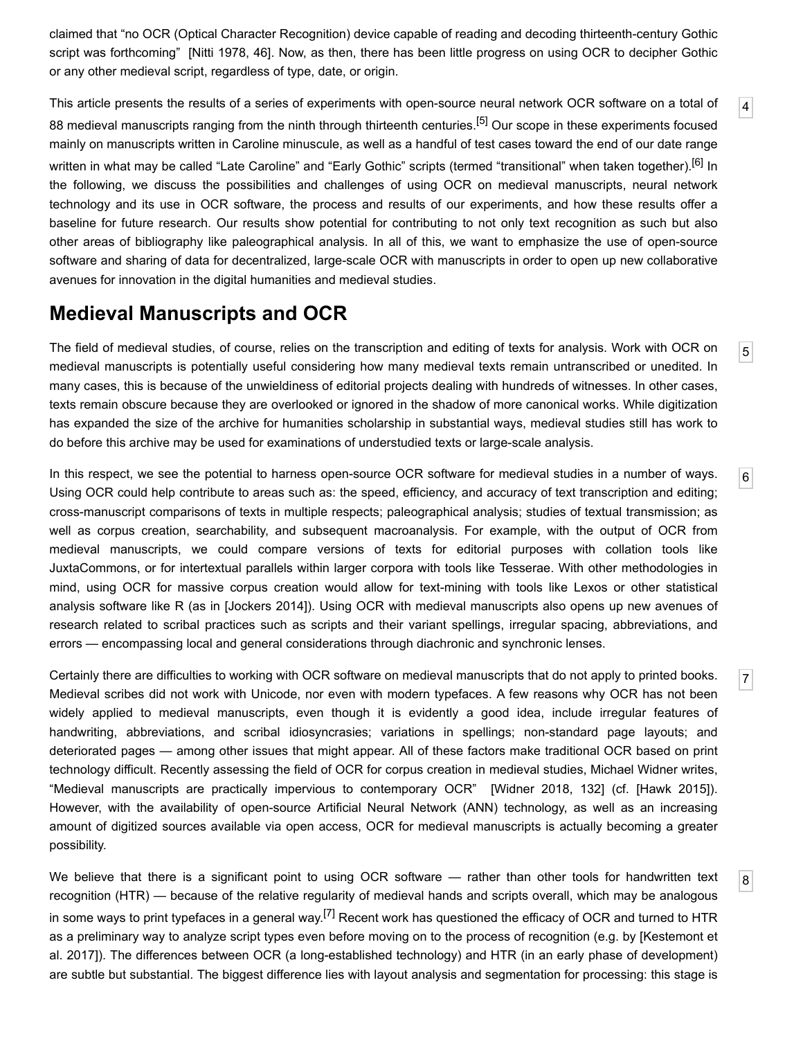claimed that "no OCR (Optical Character Recognition) device capable of reading and decoding thirteenth-century Gothic script was forthcoming" [Nitti 1978, 46]. Now, as then, there has been little progress on using OCR to decipher Gothic or any other medieval script, regardless of type, date, or origin.

This article presents the results of a series of experiments with open-source neural network OCR software on a total of 88 medieval manuscripts ranging from the ninth through thirteenth centuries.[5] Our scope in these experiments focused mainly on manuscripts written in Caroline minuscule, as well as a handful of test cases toward the end of our date range written in what may be called "Late Caroline" and "Early Gothic" scripts (termed "transitional" when taken together).[6] In the following, we discuss the possibilities and challenges of using OCR on medieval manuscripts, neural network technology and its use in OCR software, the process and results of our experiments, and how these results offer a baseline for future research. Our results show potential for contributing to not only text recognition as such but also other areas of bibliography like paleographical analysis. In all of this, we want to emphasize the use of open-source software and sharing of data for decentralized, large-scale OCR with manuscripts in order to open up new collaborative avenues for innovation in the digital humanities and medieval studies.

## Medieval Manuscripts and OCR

The field of medieval studies, of course, relies on the transcription and editing of texts for analysis. Work with OCR on medieval manuscripts is potentially useful considering how many medieval texts remain untranscribed or unedited. In many cases, this is because of the unwieldiness of editorial projects dealing with hundreds of witnesses. In other cases, texts remain obscure because they are overlooked or ignored in the shadow of more canonical works. While digitization has expanded the size of the archive for humanities scholarship in substantial ways, medieval studies still has work to do before this archive may be used for examinations of understudied texts or large-scale analysis.

In this respect, we see the potential to harness open-source OCR software for medieval studies in a number of ways. Using OCR could help contribute to areas such as: the speed, efficiency, and accuracy of text transcription and editing; cross-manuscript comparisons of texts in multiple respects; paleographical analysis; studies of textual transmission; as well as corpus creation, searchability, and subsequent macroanalysis. For example, with the output of OCR from medieval manuscripts, we could compare versions of texts for editorial purposes with collation tools like JuxtaCommons, or for intertextual parallels within larger corpora with tools like Tesserae. With other methodologies in mind, using OCR for massive corpus creation would allow for text-mining with tools like Lexos or other statistical analysis software like R (as in [Jockers 2014]). Using OCR with medieval manuscripts also opens up new avenues of research related to scribal practices such as scripts and their variant spellings, irregular spacing, abbreviations, and errors — encompassing local and general considerations through diachronic and synchronic lenses.

Certainly there are difficulties to working with OCR software on medieval manuscripts that do not apply to printed books. Medieval scribes did not work with Unicode, nor even with modern typefaces. A few reasons why OCR has not been widely applied to medieval manuscripts, even though it is evidently a good idea, include irregular features of handwriting, abbreviations, and scribal idiosyncrasies; variations in spellings; non-standard page layouts; and deteriorated pages — among other issues that might appear. All of these factors make traditional OCR based on print technology difficult. Recently assessing the field of OCR for corpus creation in medieval studies, Michael Widner writes, "Medieval manuscripts are practically impervious to contemporary OCR" [Widner 2018, 132] (cf. [Hawk 2015]). However, with the availability of open-source Artificial Neural Network (ANN) technology, as well as an increasing amount of digitized sources available via open access, OCR for medieval manuscripts is actually becoming a greater possibility.

We believe that there is a significant point to using OCR software — rather than other tools for handwritten text recognition (HTR) — because of the relative regularity of medieval hands and scripts overall, which may be analogous in some ways to print typefaces in a general way.[7] Recent work has questioned the efficacy of OCR and turned to HTR as a preliminary way to analyze script types even before moving on to the process of recognition (e.g. by [Kestemont et al. 2017]). The differences between OCR (a long-established technology) and HTR (in an early phase of development) are subtle but substantial. The biggest difference lies with layout analysis and segmentation for processing: this stage is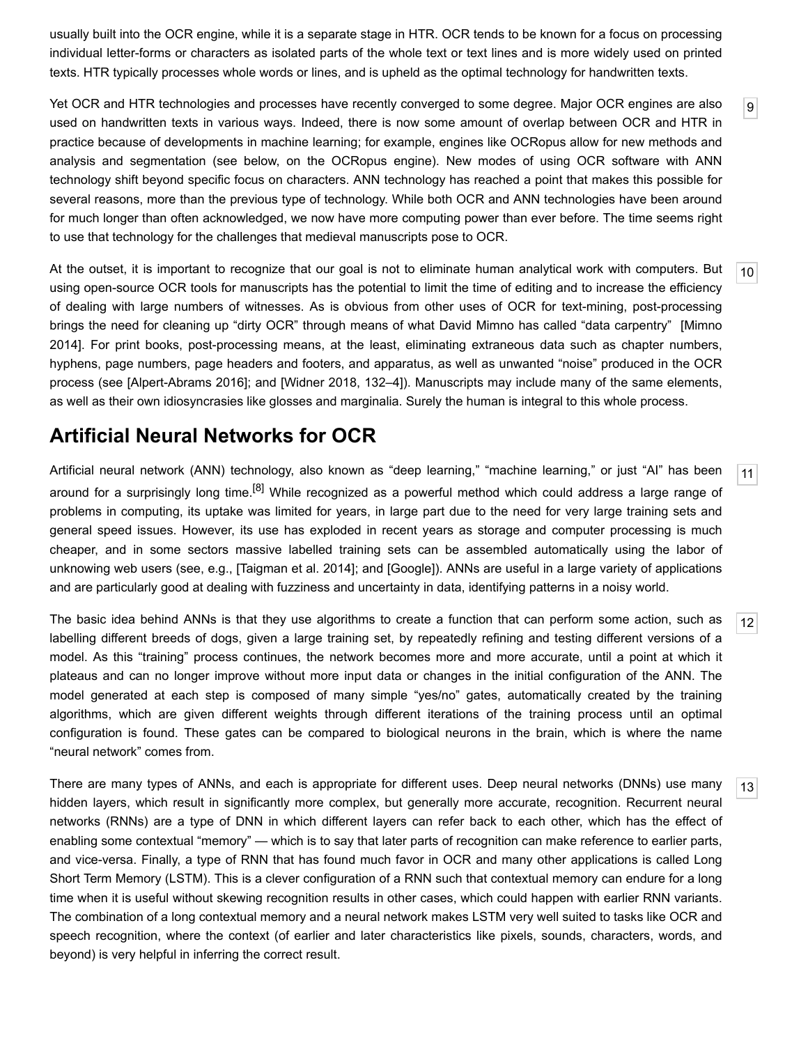usually built into the OCR engine, while it is a separate stage in HTR. OCR tends to be known for a focus on processing individual letter-forms or characters as isolated parts of the whole text or text lines and is more widely used on printed texts. HTR typically processes whole words or lines, and is upheld as the optimal technology for handwritten texts.

Yet OCR and HTR technologies and processes have recently converged to some degree. Major OCR engines are also used on handwritten texts in various ways. Indeed, there is now some amount of overlap between OCR and HTR in practice because of developments in machine learning; for example, engines like OCRopus allow for new methods and analysis and segmentation (see below, on the OCRopus engine). New modes of using OCR software with ANN technology shift beyond specific focus on characters. ANN technology has reached a point that makes this possible for several reasons, more than the previous type of technology. While both OCR and ANN technologies have been around for much longer than often acknowledged, we now have more computing power than ever before. The time seems right to use that technology for the challenges that medieval manuscripts pose to OCR.

At the outset, it is important to recognize that our goal is not to eliminate human analytical work with computers. But using open-source OCR tools for manuscripts has the potential to limit the time of editing and to increase the efficiency of dealing with large numbers of witnesses. As is obvious from other uses of OCR for text-mining, post-processing brings the need for cleaning up "dirty OCR" through means of what David Mimno has called "data carpentry" [Mimno 2014]. For print books, post-processing means, at the least, eliminating extraneous data such as chapter numbers, hyphens, page numbers, page headers and footers, and apparatus, as well as unwanted "noise" produced in the OCR process (see [Alpert-Abrams 2016]; and [Widner 2018, 132–4]). Manuscripts may include many of the same elements, as well as their own idiosyncrasies like glosses and marginalia. Surely the human is integral to this whole process.

## Artificial Neural Networks for OCR

Artificial neural network (ANN) technology, also known as "deep learning," "machine learning," or just "AI" has been around for a surprisingly long time.[8] While recognized as a powerful method which could address a large range of problems in computing, its uptake was limited for years, in large part due to the need for very large training sets and general speed issues. However, its use has exploded in recent years as storage and computer processing is much cheaper, and in some sectors massive labelled training sets can be assembled automatically using the labor of unknowing web users (see, e.g., [Taigman et al. 2014]; and [Google]). ANNs are useful in a large variety of applications and are particularly good at dealing with fuzziness and uncertainty in data, identifying patterns in a noisy world.

The basic idea behind ANNs is that they use algorithms to create a function that can perform some action, such as labelling different breeds of dogs, given a large training set, by repeatedly refining and testing different versions of a model. As this "training" process continues, the network becomes more and more accurate, until a point at which it plateaus and can no longer improve without more input data or changes in the initial configuration of the ANN. The model generated at each step is composed of many simple "yes/no" gates, automatically created by the training algorithms, which are given different weights through different iterations of the training process until an optimal configuration is found. These gates can be compared to biological neurons in the brain, which is where the name "neural network" comes from.

There are many types of ANNs, and each is appropriate for different uses. Deep neural networks (DNNs) use many hidden layers, which result in significantly more complex, but generally more accurate, recognition. Recurrent neural networks (RNNs) are a type of DNN in which different layers can refer back to each other, which has the effect of enabling some contextual "memory" — which is to say that later parts of recognition can make reference to earlier parts, and vice-versa. Finally, a type of RNN that has found much favor in OCR and many other applications is called Long Short Term Memory (LSTM). This is a clever configuration of a RNN such that contextual memory can endure for a long time when it is useful without skewing recognition results in other cases, which could happen with earlier RNN variants. The combination of a long contextual memory and a neural network makes LSTM very well suited to tasks like OCR and speech recognition, where the context (of earlier and later characteristics like pixels, sounds, characters, words, and beyond) is very helpful in inferring the correct result.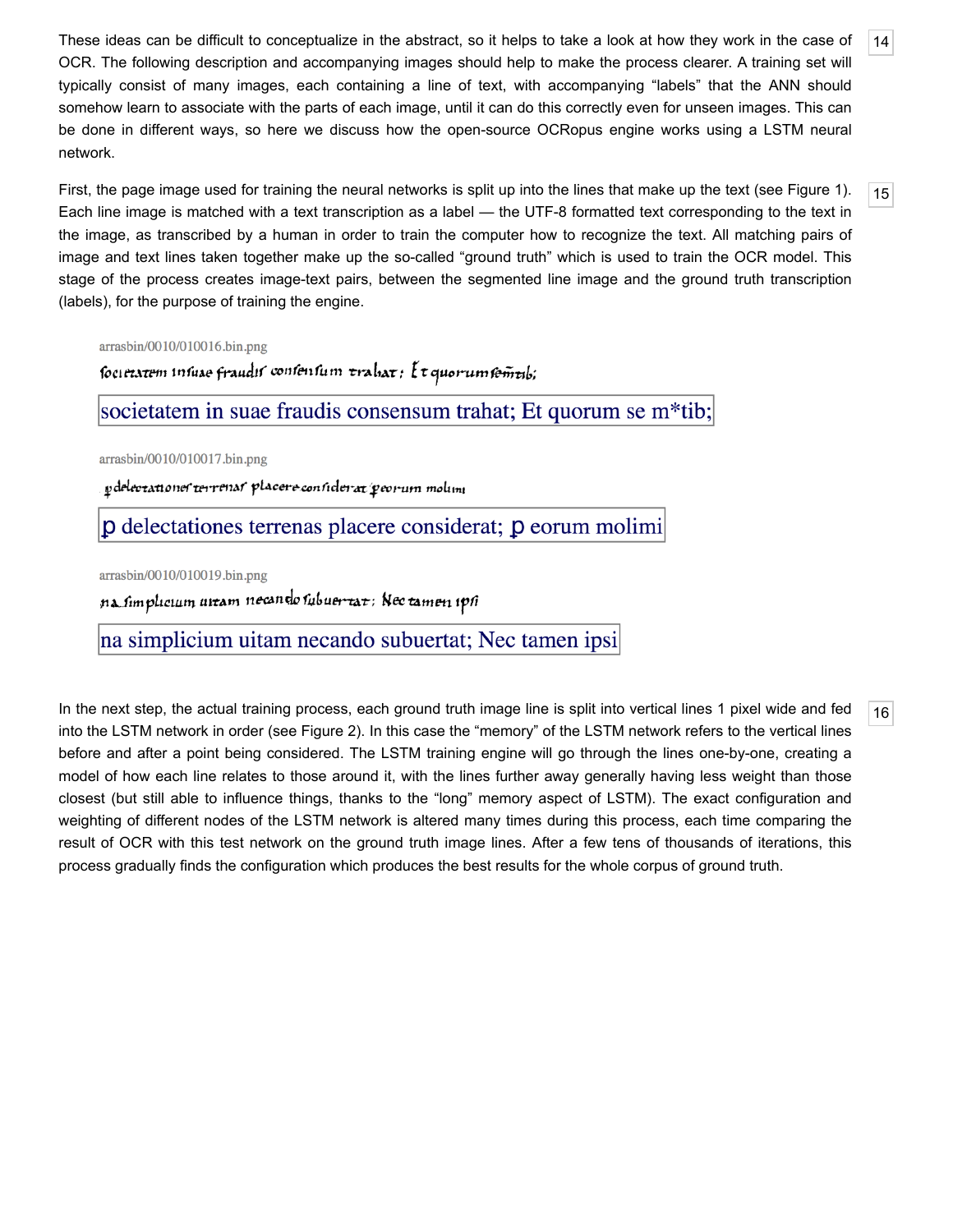14 These ideas can be difficult to conceptualize in the abstract, so it helps to take a look at how they work in the case of OCR. The following description and accompanying images should help to make the process clearer. A training set will typically consist of many images, each containing a line of text, with accompanying “labels” that the ANN should somehow learn to associate with the parts of each image, until it can do this correctly even for unseen images. This can be done in different ways, so here we discuss how the open-source OCRopus engine works using a LSTM neural network.

15 First, the page image used for training the neural networks is split up into the lines that make up the text (see Figure 1). Each line image is matched with a text transcription as a label — the UTF-8 formatted text corresponding to the text in the image, as transcribed by a human in order to train the computer how to recognize the text. All matching pairs of image and text lines taken together make up the so-called “ground truth” which is used to train the OCR model. This stage of the process creates image-text pairs, between the segmented line image and the ground truth transcription (labels), for the purpose of training the engine.

arrasbin/0010/010016.bin.png

societatem in suae fraudis consensum trahat; Et quorum se m*tib;

arrasbin/0010/010017.bin.png

ꝑ delectationes terrenas placere considerat; ꝑ eorum molimi

arrasbin/0010/010019.bin.png

na simplicium uitam necando subuertat; Nec tamen ipsi

16 In the next step, the actual training process, each ground truth image line is split into vertical lines 1 pixel wide and fed into the LSTM network in order (see Figure 2). In this case the “memory” of the LSTM network refers to the vertical lines before and after a point being considered. The LSTM training engine will go through the lines one-by-one, creating a model of how each line relates to those around it, with the lines further away generally having less weight than those closest (but still able to influence things, thanks to the “long” memory aspect of LSTM). The exact configuration and weighting of different nodes of the LSTM network is altered many times during this process, each time comparing the result of OCR with this test network on the ground truth image lines. After a few tens of thousands of iterations, this process gradually finds the configuration which produces the best results for the whole corpus of ground truth.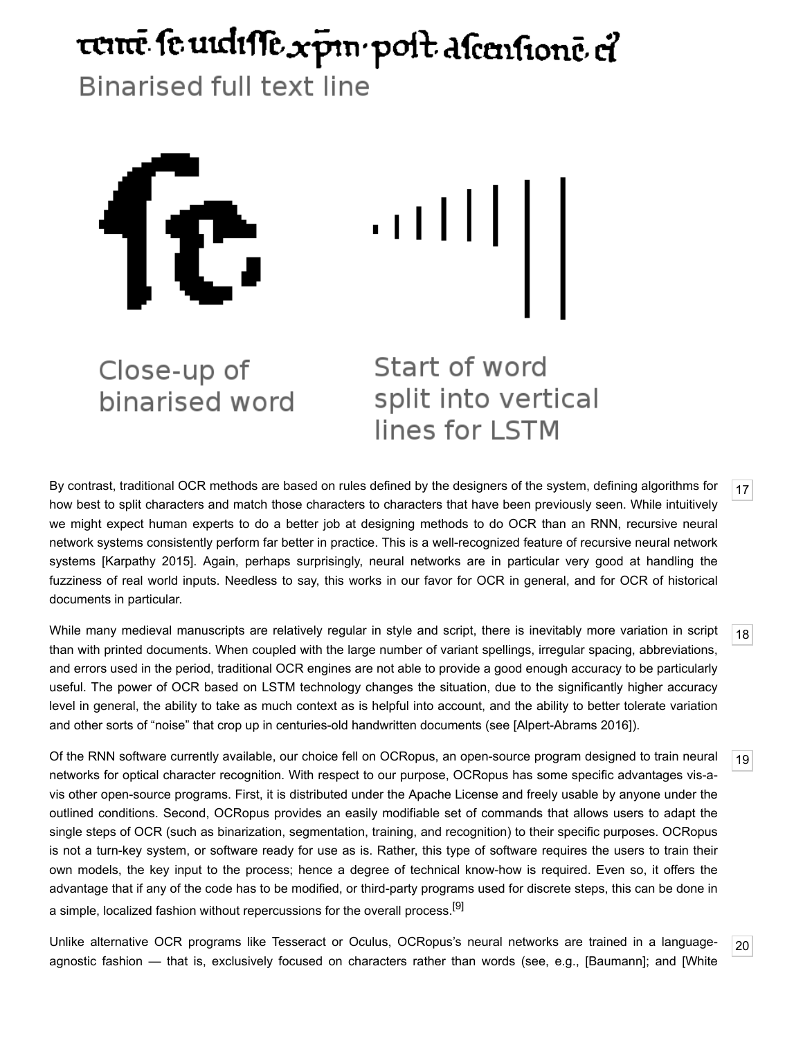Binarised full text line

Close-up of binarised word

Start of word split into vertical lines for LSTM

By contrast, traditional OCR methods are based on rules defined by the designers of the system, defining algorithms for how best to split characters and match those characters to characters that have been previously seen. While intuitively we might expect human experts to do a better job at designing methods to do OCR than an RNN, recursive neural network systems consistently perform far better in practice. This is a well-recognized feature of recursive neural network systems [Karpathy 2015]. Again, perhaps surprisingly, neural networks are in particular very good at handling the fuzziness of real world inputs. Needless to say, this works in our favor for OCR in general, and for OCR of historical documents in particular.

While many medieval manuscripts are relatively regular in style and script, there is inevitably more variation in script than with printed documents. When coupled with the large number of variant spellings, irregular spacing, abbreviations, and errors used in the period, traditional OCR engines are not able to provide a good enough accuracy to be particularly useful. The power of OCR based on LSTM technology changes the situation, due to the significantly higher accuracy level in general, the ability to take as much context as is helpful into account, and the ability to better tolerate variation and other sorts of “noise” that crop up in centuries-old handwritten documents (see [Alpert-Abrams 2016]).

Of the RNN software currently available, our choice fell on OCRopus, an open-source program designed to train neural networks for optical character recognition. With respect to our purpose, OCRopus has some specific advantages vis-a-vis other open-source programs. First, it is distributed under the Apache License and freely usable by anyone under the outlined conditions. Second, OCRopus provides an easily modifiable set of commands that allows users to adapt the single steps of OCR (such as binarization, segmentation, training, and recognition) to their specific purposes. OCRopus is not a turn-key system, or software ready for use as is. Rather, this type of software requires the users to train their own models, the key input to the process; hence a degree of technical know-how is required. Even so, it offers the advantage that if any of the code has to be modified, or third-party programs used for discrete steps, this can be done in a simple, localized fashion without repercussions for the overall process.[9]

Unlike alternative OCR programs like Tesseract or Oculus, OCRopus’s neural networks are trained in a language-agnostic fashion — that is, exclusively focused on characters rather than words (see, e.g., [Baumann]; and [White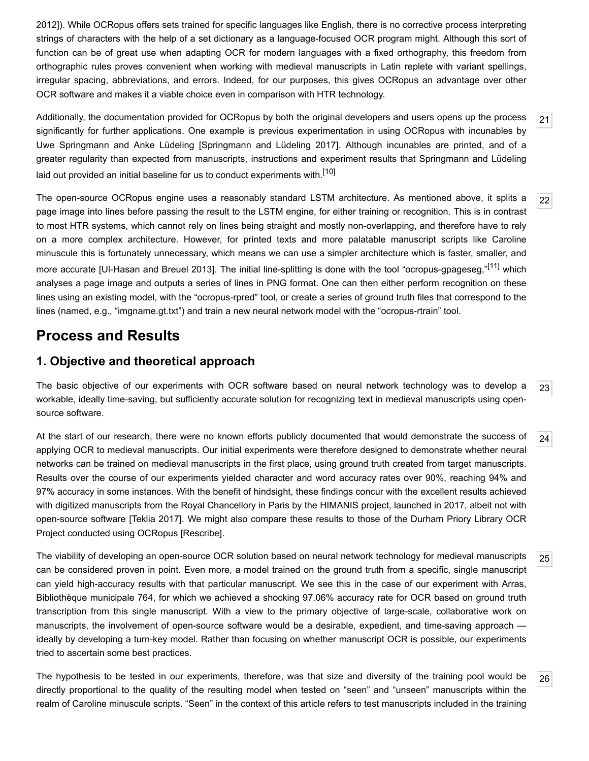2012]). While OCRopus offers sets trained for specific languages like English, there is no corrective process interpreting strings of characters with the help of a set dictionary as a language-focused OCR program might. Although this sort of function can be of great use when adapting OCR for modern languages with a fixed orthography, this freedom from orthographic rules proves convenient when working with medieval manuscripts in Latin replete with variant spellings, irregular spacing, abbreviations, and errors. Indeed, for our purposes, this gives OCRopus an advantage over other OCR software and makes it a viable choice even in comparison with HTR technology.

Additionally, the documentation provided for OCRopus by both the original developers and users opens up the process significantly for further applications. One example is previous experimentation in using OCRopus with incunables by Uwe Springmann and Anke Lüdeling [Springmann and Lüdeling 2017]. Although incunables are printed, and of a greater regularity than expected from manuscripts, instructions and experiment results that Springmann and Lüdeling laid out provided an initial baseline for us to conduct experiments with.[10]

The open-source OCRopus engine uses a reasonably standard LSTM architecture. As mentioned above, it splits a page image into lines before passing the result to the LSTM engine, for either training or recognition. This is in contrast to most HTR systems, which cannot rely on lines being straight and mostly non-overlapping, and therefore have to rely on a more complex architecture. However, for printed texts and more palatable manuscript scripts like Caroline minuscule this is fortunately unnecessary, which means we can use a simpler architecture which is faster, smaller, and more accurate [Ul-Hasan and Breuel 2013]. The initial line-splitting is done with the tool “ocropus-gpageseg,”[11] which analyses a page image and outputs a series of lines in PNG format. One can then either perform recognition on these lines using an existing model, with the “ocropus-rpred” tool, or create a series of ground truth files that correspond to the lines (named, e.g., “imgname.gt.txt”) and train a new neural network model with the “ocropus-rtrain” tool.

## Process and Results

### 1. Objective and theoretical approach

The basic objective of our experiments with OCR software based on neural network technology was to develop a workable, ideally time-saving, but sufficiently accurate solution for recognizing text in medieval manuscripts using open-source software.

At the start of our research, there were no known efforts publicly documented that would demonstrate the success of applying OCR to medieval manuscripts. Our initial experiments were therefore designed to demonstrate whether neural networks can be trained on medieval manuscripts in the first place, using ground truth created from target manuscripts. Results over the course of our experiments yielded character and word accuracy rates over 90%, reaching 94% and 97% accuracy in some instances. With the benefit of hindsight, these findings concur with the excellent results achieved with digitized manuscripts from the Royal Chancellory in Paris by the HIMANIS project, launched in 2017, albeit not with open-source software [Teklia 2017]. We might also compare these results to those of the Durham Priory Library OCR Project conducted using OCRopus [Rescribe].

The viability of developing an open-source OCR solution based on neural network technology for medieval manuscripts can be considered proven in point. Even more, a model trained on the ground truth from a specific, single manuscript can yield high-accuracy results with that particular manuscript. We see this in the case of our experiment with Arras, Bibliothèque municipale 764, for which we achieved a shocking 97.06% accuracy rate for OCR based on ground truth transcription from this single manuscript. With a view to the primary objective of large-scale, collaborative work on manuscripts, the involvement of open-source software would be a desirable, expedient, and time-saving approach — ideally by developing a turn-key model. Rather than focusing on whether manuscript OCR is possible, our experiments tried to ascertain some best practices.

The hypothesis to be tested in our experiments, therefore, was that size and diversity of the training pool would be directly proportional to the quality of the resulting model when tested on “seen” and “unseen” manuscripts within the realm of Caroline minuscule scripts. “Seen” in the context of this article refers to test manuscripts included in the training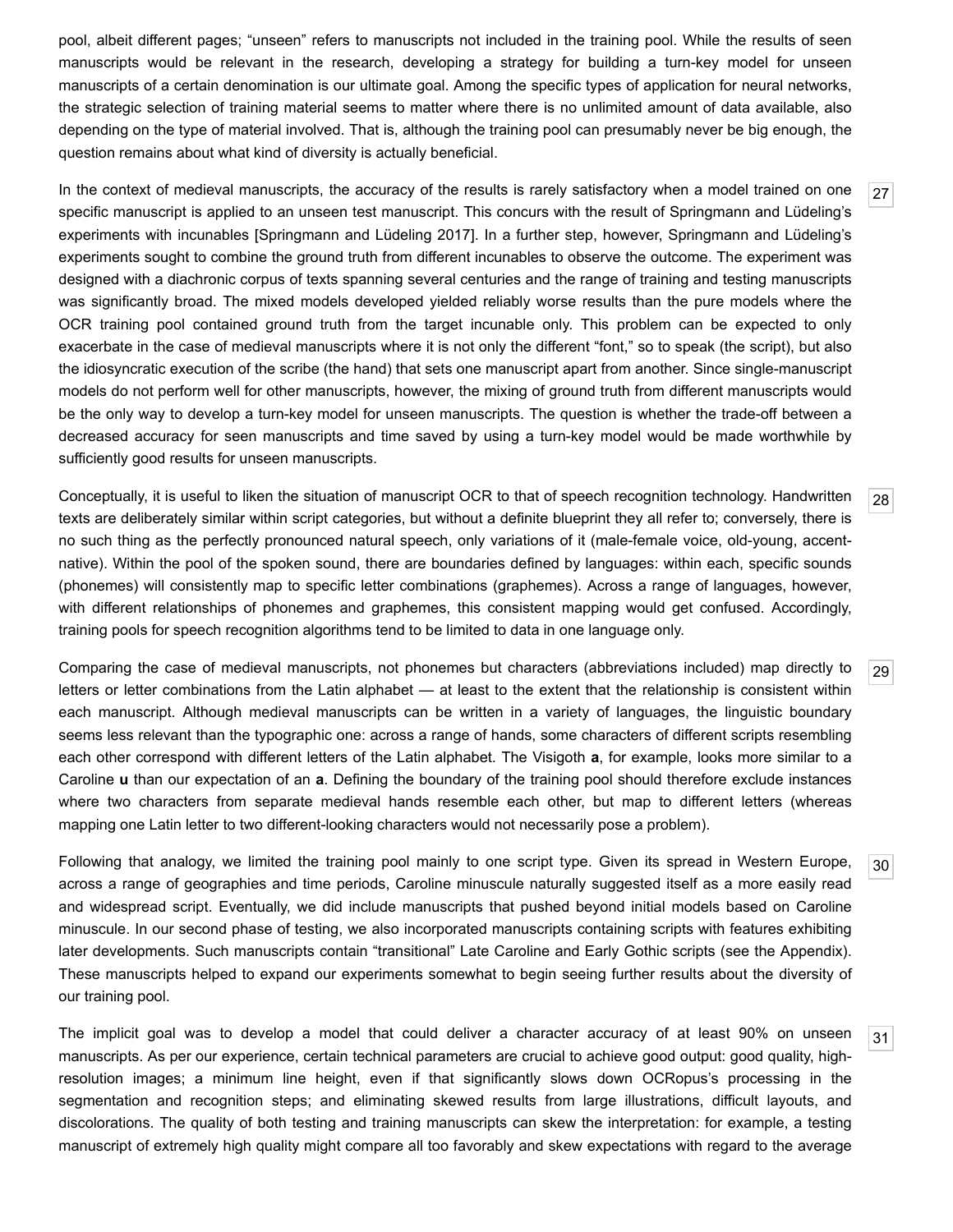pool, albeit different pages; “unseen” refers to manuscripts not included in the training pool. While the results of seen manuscripts would be relevant in the research, developing a strategy for building a turn-key model for unseen manuscripts of a certain denomination is our ultimate goal. Among the specific types of application for neural networks, the strategic selection of training material seems to matter where there is no unlimited amount of data available, also depending on the type of material involved. That is, although the training pool can presumably never be big enough, the question remains about what kind of diversity is actually beneficial.

[27] In the context of medieval manuscripts, the accuracy of the results is rarely satisfactory when a model trained on one specific manuscript is applied to an unseen test manuscript. This concurs with the result of Springmann and Lüdeling’s experiments with incunables [Springmann and Lüdeling 2017]. In a further step, however, Springmann and Lüdeling’s experiments sought to combine the ground truth from different incunables to observe the outcome. The experiment was designed with a diachronic corpus of texts spanning several centuries and the range of training and testing manuscripts was significantly broad. The mixed models developed yielded reliably worse results than the pure models where the OCR training pool contained ground truth from the target incunable only. This problem can be expected to only exacerbate in the case of medieval manuscripts where it is not only the different “font,” so to speak (the script), but also the idiosyncratic execution of the scribe (the hand) that sets one manuscript apart from another. Since single-manuscript models do not perform well for other manuscripts, however, the mixing of ground truth from different manuscripts would be the only way to develop a turn-key model for unseen manuscripts. The question is whether the trade-off between a decreased accuracy for seen manuscripts and time saved by using a turn-key model would be made worthwhile by sufficiently good results for unseen manuscripts.

[28] Conceptually, it is useful to liken the situation of manuscript OCR to that of speech recognition technology. Handwritten texts are deliberately similar within script categories, but without a definite blueprint they all refer to; conversely, there is no such thing as the perfectly pronounced natural speech, only variations of it (male-female voice, old-young, accent-native). Within the pool of the spoken sound, there are boundaries defined by languages: within each, specific sounds (phonemes) will consistently map to specific letter combinations (graphemes). Across a range of languages, however, with different relationships of phonemes and graphemes, this consistent mapping would get confused. Accordingly, training pools for speech recognition algorithms tend to be limited to data in one language only.

[29] Comparing the case of medieval manuscripts, not phonemes but characters (abbreviations included) map directly to letters or letter combinations from the Latin alphabet — at least to the extent that the relationship is consistent within each manuscript. Although medieval manuscripts can be written in a variety of languages, the linguistic boundary seems less relevant than the typographic one: across a range of hands, some characters of different scripts resembling each other correspond with different letters of the Latin alphabet. The Visigoth **a**, for example, looks more similar to a Caroline **u** than our expectation of an **a**. Defining the boundary of the training pool should therefore exclude instances where two characters from separate medieval hands resemble each other, but map to different letters (whereas mapping one Latin letter to two different-looking characters would not necessarily pose a problem).

[30] Following that analogy, we limited the training pool mainly to one script type. Given its spread in Western Europe, across a range of geographies and time periods, Caroline minuscule naturally suggested itself as a more easily read and widespread script. Eventually, we did include manuscripts that pushed beyond initial models based on Caroline minuscule. In our second phase of testing, we also incorporated manuscripts containing scripts with features exhibiting later developments. Such manuscripts contain “transitional” Late Caroline and Early Gothic scripts (see the Appendix). These manuscripts helped to expand our experiments somewhat to begin seeing further results about the diversity of our training pool.

[31] The implicit goal was to develop a model that could deliver a character accuracy of at least 90% on unseen manuscripts. As per our experience, certain technical parameters are crucial to achieve good output: good quality, high-resolution images; a minimum line height, even if that significantly slows down OCRopus’s processing in the segmentation and recognition steps; and eliminating skewed results from large illustrations, difficult layouts, and discolorations. The quality of both testing and training manuscripts can skew the interpretation: for example, a testing manuscript of extremely high quality might compare all too favorably and skew expectations with regard to the average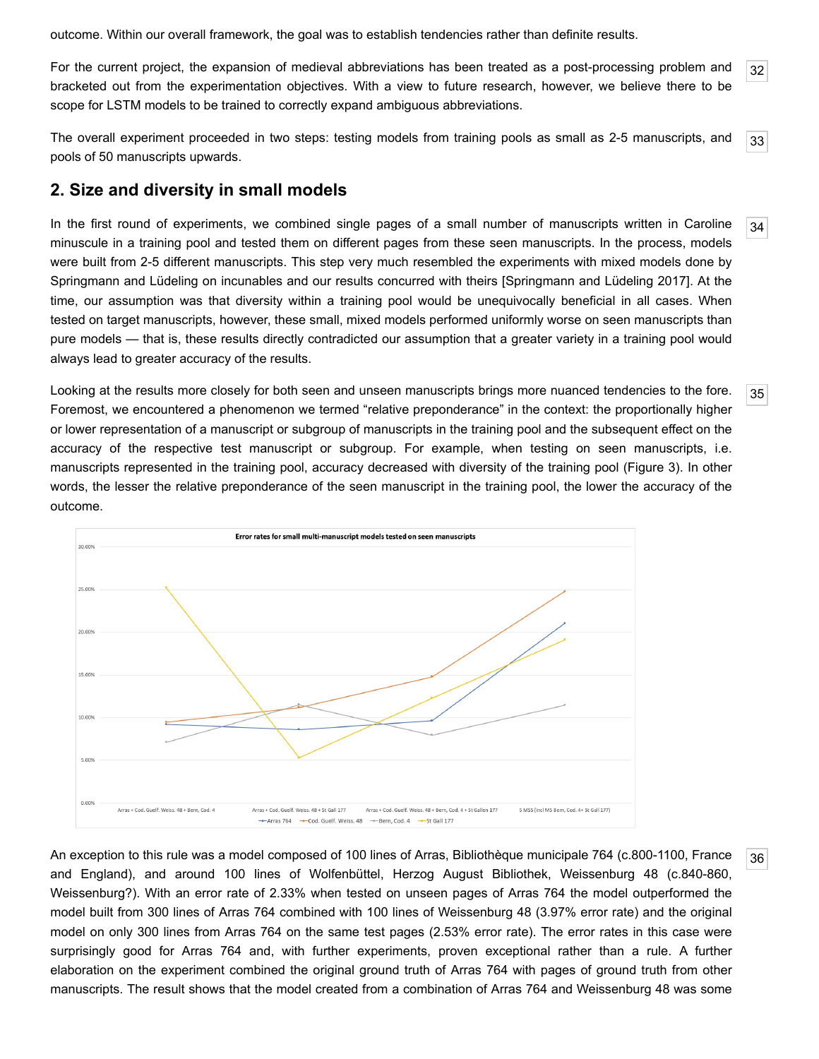outcome. Within our overall framework, the goal was to establish tendencies rather than definite results.

32 For the current project, the expansion of medieval abbreviations has been treated as a post-processing problem and bracketed out from the experimentation objectives. With a view to future research, however, we believe there to be scope for LSTM models to be trained to correctly expand ambiguous abbreviations.

33 The overall experiment proceeded in two steps: testing models from training pools as small as 2-5 manuscripts, and pools of 50 manuscripts upwards.

## 2. Size and diversity in small models

34 In the first round of experiments, we combined single pages of a small number of manuscripts written in Caroline minuscule in a training pool and tested them on different pages from these seen manuscripts. In the process, models were built from 2-5 different manuscripts. This step very much resembled the experiments with mixed models done by Springmann and Lüdeling on incunables and our results concurred with theirs [Springmann and Lüdeling 2017]. At the time, our assumption was that diversity within a training pool would be unequivocally beneficial in all cases. When tested on target manuscripts, however, these small, mixed models performed uniformly worse on seen manuscripts than pure models — that is, these results directly contradicted our assumption that a greater variety in a training pool would always lead to greater accuracy of the results.

35 Looking at the results more closely for both seen and unseen manuscripts brings more nuanced tendencies to the fore. Foremost, we encountered a phenomenon we termed "relative preponderance" in the context: the proportionally higher or lower representation of a manuscript or subgroup of manuscripts in the training pool and the subsequent effect on the accuracy of the respective test manuscript or subgroup. For example, when testing on seen manuscripts, i.e. manuscripts represented in the training pool, accuracy decreased with diversity of the training pool (Figure 3). In other words, the lesser the relative preponderance of the seen manuscript in the training pool, the lower the accuracy of the outcome.

36 An exception to this rule was a model composed of 100 lines of Arras, Bibliothèque municipale 764 (c.800-1100, France and England), and around 100 lines of Wolfenbüttel, Herzog August Bibliothek, Weissenburg 48 (c.840-860, Weissenburg?). With an error rate of 2.33% when tested on unseen pages of Arras 764 the model outperformed the model built from 300 lines of Arras 764 combined with 100 lines of Weissenburg 48 (3.97% error rate) and the original model on only 300 lines from Arras 764 on the same test pages (2.53% error rate). The error rates in this case were surprisingly good for Arras 764 and, with further experiments, proven exceptional rather than a rule. A further elaboration on the experiment combined the original ground truth of Arras 764 with pages of ground truth from other manuscripts. The result shows that the model created from a combination of Arras 764 and Weissenburg 48 was some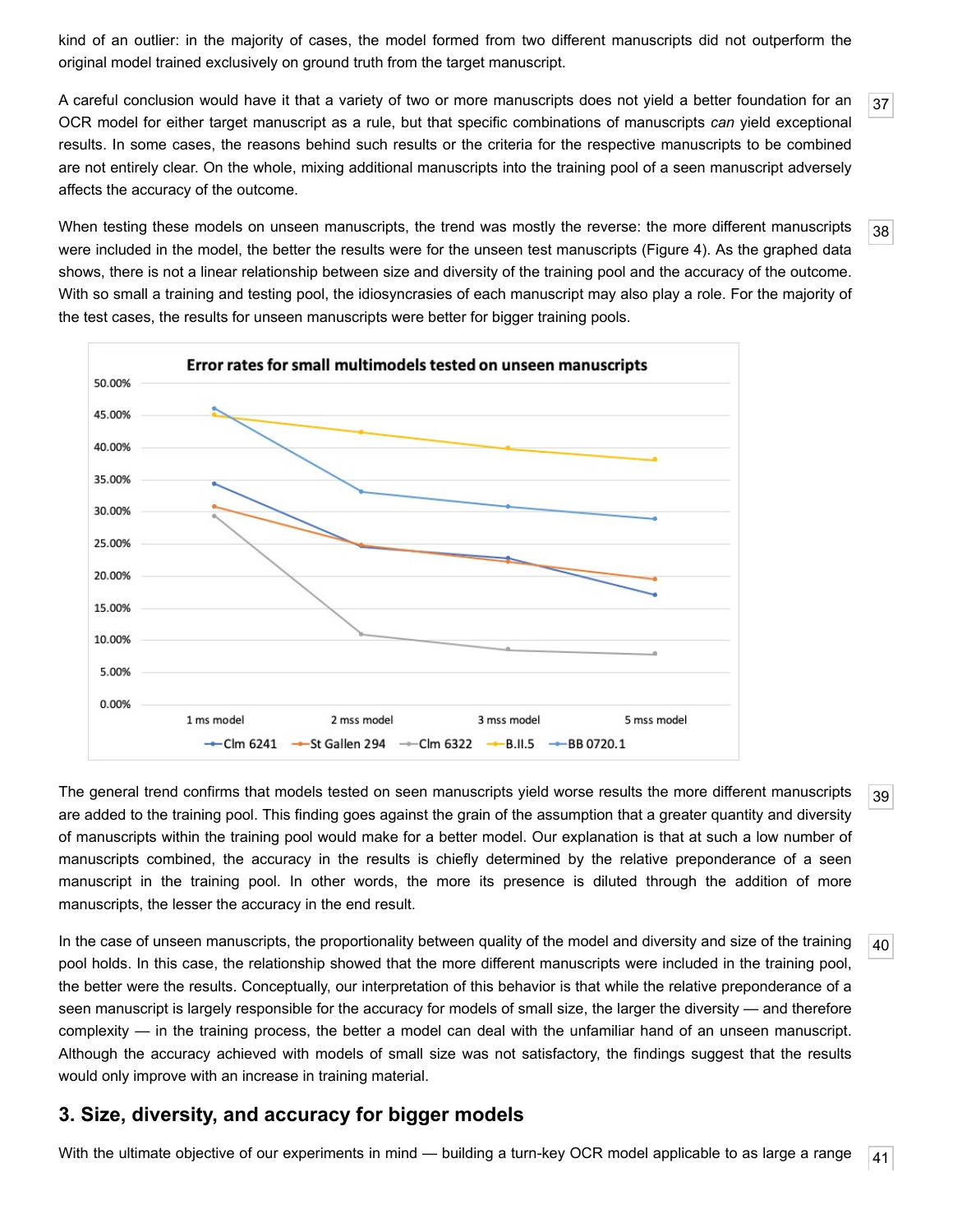kind of an outlier: in the majority of cases, the model formed from two different manuscripts did not outperform the original model trained exclusively on ground truth from the target manuscript.

A careful conclusion would have it that a variety of two or more manuscripts does not yield a better foundation for an OCR model for either target manuscript as a rule, but that specific combinations of manuscripts *can* yield exceptional results. In some cases, the reasons behind such results or the criteria for the respective manuscripts to be combined are not entirely clear. On the whole, mixing additional manuscripts into the training pool of a seen manuscript adversely affects the accuracy of the outcome.

When testing these models on unseen manuscripts, the trend was mostly the reverse: the more different manuscripts were included in the model, the better the results were for the unseen test manuscripts (Figure 4). As the graphed data shows, there is not a linear relationship between size and diversity of the training pool and the accuracy of the outcome. With so small a training and testing pool, the idiosyncrasies of each manuscript may also play a role. For the majority of the test cases, the results for unseen manuscripts were better for bigger training pools.

The general trend confirms that models tested on seen manuscripts yield worse results the more different manuscripts are added to the training pool. This finding goes against the grain of the assumption that a greater quantity and diversity of manuscripts within the training pool would make for a better model. Our explanation is that at such a low number of manuscripts combined, the accuracy in the results is chiefly determined by the relative preponderance of a seen manuscript in the training pool. In other words, the more its presence is diluted through the addition of more manuscripts, the lesser the accuracy in the end result.

In the case of unseen manuscripts, the proportionality between quality of the model and diversity and size of the training pool holds. In this case, the relationship showed that the more different manuscripts were included in the training pool, the better were the results. Conceptually, our interpretation of this behavior is that while the relative preponderance of a seen manuscript is largely responsible for the accuracy for models of small size, the larger the diversity — and therefore complexity — in the training process, the better a model can deal with the unfamiliar hand of an unseen manuscript. Although the accuracy achieved with models of small size was not satisfactory, the findings suggest that the results would only improve with an increase in training material.

## 3. Size, diversity, and accuracy for bigger models

With the ultimate objective of our experiments in mind — building a turn-key OCR model applicable to as large a range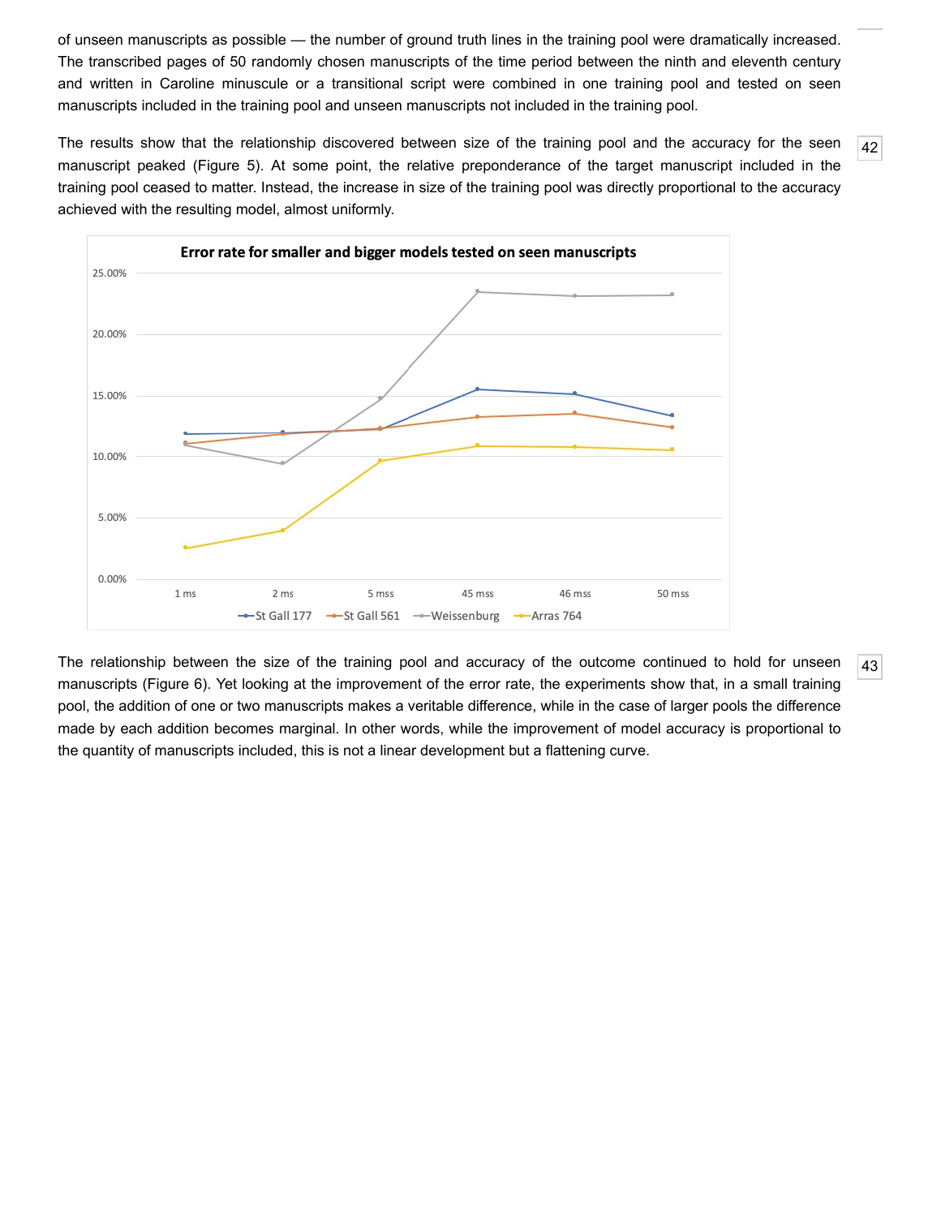of unseen manuscripts as possible — the number of ground truth lines in the training pool were dramatically increased. The transcribed pages of 50 randomly chosen manuscripts of the time period between the ninth and eleventh century and written in Caroline minuscule or a transitional script were combined in one training pool and tested on seen manuscripts included in the training pool and unseen manuscripts not included in the training pool.

42 The results show that the relationship discovered between size of the training pool and the accuracy for the seen manuscript peaked (Figure 5). At some point, the relative preponderance of the target manuscript included in the training pool ceased to matter. Instead, the increase in size of the training pool was directly proportional to the accuracy achieved with the resulting model, almost uniformly.

**Error rate for smaller and bigger models tested on seen manuscripts**

43 The relationship between the size of the training pool and accuracy of the outcome continued to hold for unseen manuscripts (Figure 6). Yet looking at the improvement of the error rate, the experiments show that, in a small training pool, the addition of one or two manuscripts makes a veritable difference, while in the case of larger pools the difference made by each addition becomes marginal. In other words, while the improvement of model accuracy is proportional to the quantity of manuscripts included, this is not a linear development but a flattening curve.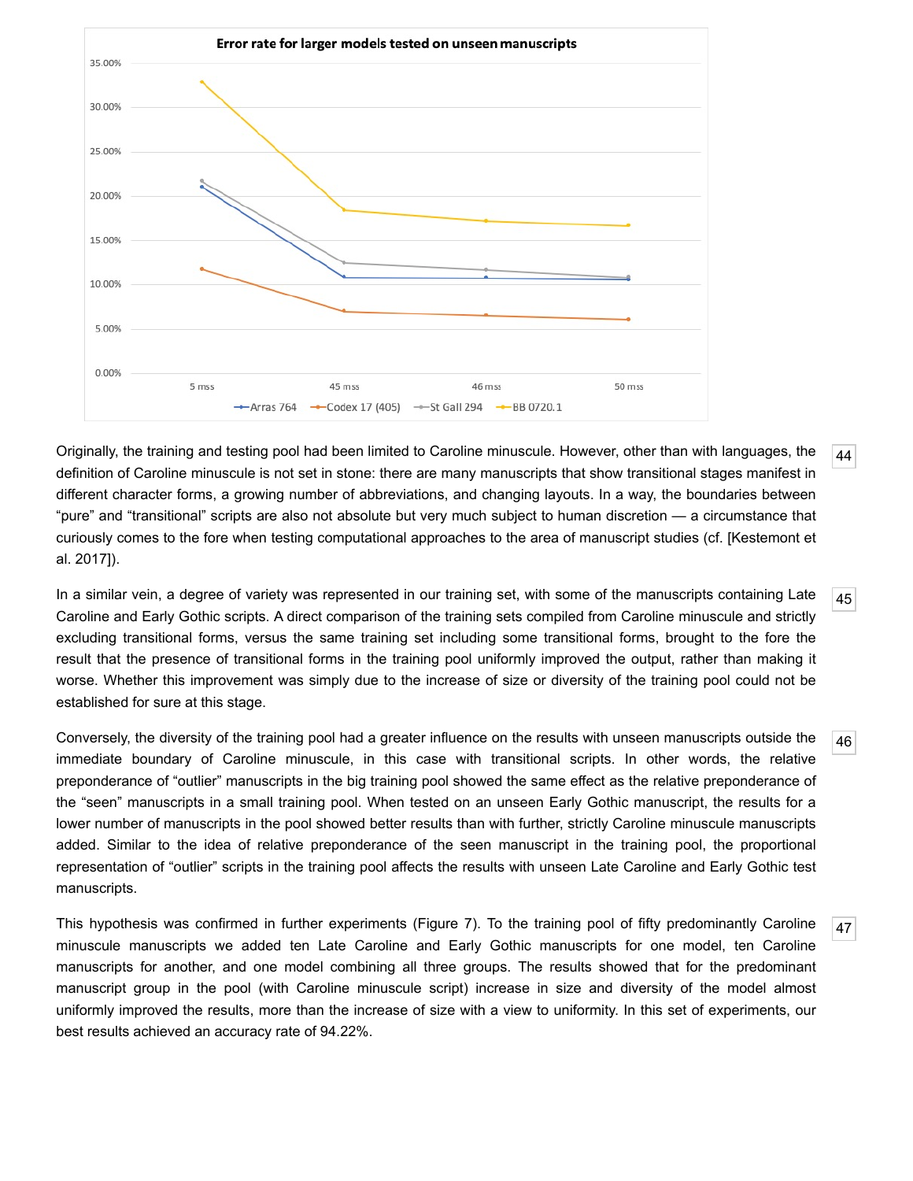Originally, the training and testing pool had been limited to Caroline minuscule. However, other than with languages, the definition of Caroline minuscule is not set in stone: there are many manuscripts that show transitional stages manifest in different character forms, a growing number of abbreviations, and changing layouts. In a way, the boundaries between "pure" and "transitional" scripts are also not absolute but very much subject to human discretion — a circumstance that curiously comes to the fore when testing computational approaches to the area of manuscript studies (cf. [Kestemont et al. 2017]).

In a similar vein, a degree of variety was represented in our training set, with some of the manuscripts containing Late Caroline and Early Gothic scripts. A direct comparison of the training sets compiled from Caroline minuscule and strictly excluding transitional forms, versus the same training set including some transitional forms, brought to the fore the result that the presence of transitional forms in the training pool uniformly improved the output, rather than making it worse. Whether this improvement was simply due to the increase of size or diversity of the training pool could not be established for sure at this stage.

Conversely, the diversity of the training pool had a greater influence on the results with unseen manuscripts outside the immediate boundary of Caroline minuscule, in this case with transitional scripts. In other words, the relative preponderance of "outlier" manuscripts in the big training pool showed the same effect as the relative preponderance of the "seen" manuscripts in a small training pool. When tested on an unseen Early Gothic manuscript, the results for a lower number of manuscripts in the pool showed better results than with further, strictly Caroline minuscule manuscripts added. Similar to the idea of relative preponderance of the seen manuscript in the training pool, the proportional representation of "outlier" scripts in the training pool affects the results with unseen Late Caroline and Early Gothic test manuscripts.

This hypothesis was confirmed in further experiments (Figure 7). To the training pool of fifty predominantly Caroline minuscule manuscripts we added ten Late Caroline and Early Gothic manuscripts for one model, ten Caroline manuscripts for another, and one model combining all three groups. The results showed that for the predominant manuscript group in the pool (with Caroline minuscule script) increase in size and diversity of the model almost uniformly improved the results, more than the increase of size with a view to uniformity. In this set of experiments, our best results achieved an accuracy rate of 94.22%.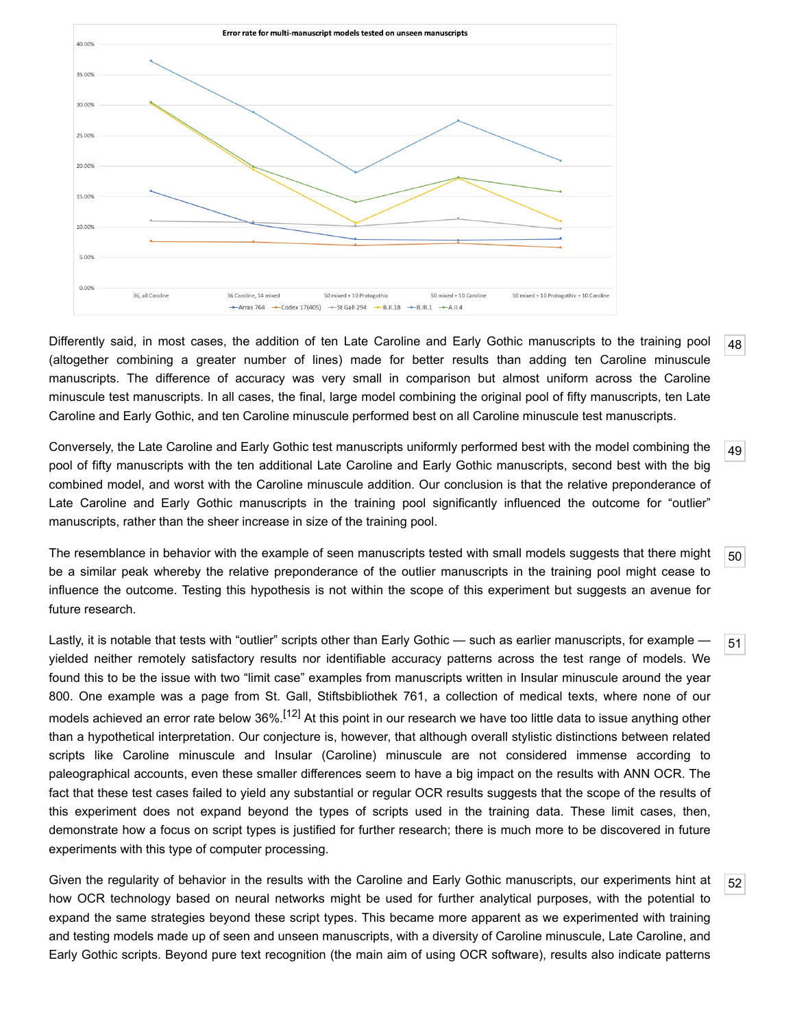Differently said, in most cases, the addition of ten Late Caroline and Early Gothic manuscripts to the training pool (altogether combining a greater number of lines) made for better results than adding ten Caroline minuscule manuscripts. The difference of accuracy was very small in comparison but almost uniform across the Caroline minuscule test manuscripts. In all cases, the final, large model combining the original pool of fifty manuscripts, ten Late Caroline and Early Gothic, and ten Caroline minuscule performed best on all Caroline minuscule test manuscripts.

Conversely, the Late Caroline and Early Gothic test manuscripts uniformly performed best with the model combining the pool of fifty manuscripts with the ten additional Late Caroline and Early Gothic manuscripts, second best with the big combined model, and worst with the Caroline minuscule addition. Our conclusion is that the relative preponderance of Late Caroline and Early Gothic manuscripts in the training pool significantly influenced the outcome for "outlier" manuscripts, rather than the sheer increase in size of the training pool.

The resemblance in behavior with the example of seen manuscripts tested with small models suggests that there might be a similar peak whereby the relative preponderance of the outlier manuscripts in the training pool might cease to influence the outcome. Testing this hypothesis is not within the scope of this experiment but suggests an avenue for future research.

Lastly, it is notable that tests with "outlier" scripts other than Early Gothic — such as earlier manuscripts, for example — yielded neither remotely satisfactory results nor identifiable accuracy patterns across the test range of models. We found this to be the issue with two "limit case" examples from manuscripts written in Insular minuscule around the year 800. One example was a page from St. Gall, Stiftsbibliothek 761, a collection of medical texts, where none of our models achieved an error rate below 36%.[12] At this point in our research we have too little data to issue anything other than a hypothetical interpretation. Our conjecture is, however, that although overall stylistic distinctions between related scripts like Caroline minuscule and Insular (Caroline) minuscule are not considered immense according to paleographical accounts, even these smaller differences seem to have a big impact on the results with ANN OCR. The fact that these test cases failed to yield any substantial or regular OCR results suggests that the scope of the results of this experiment does not expand beyond the types of scripts used in the training data. These limit cases, then, demonstrate how a focus on script types is justified for further research; there is much more to be discovered in future experiments with this type of computer processing.

Given the regularity of behavior in the results with the Caroline and Early Gothic manuscripts, our experiments hint at how OCR technology based on neural networks might be used for further analytical purposes, with the potential to expand the same strategies beyond these script types. This became more apparent as we experimented with training and testing models made up of seen and unseen manuscripts, with a diversity of Caroline minuscule, Late Caroline, and Early Gothic scripts. Beyond pure text recognition (the main aim of using OCR software), results also indicate patterns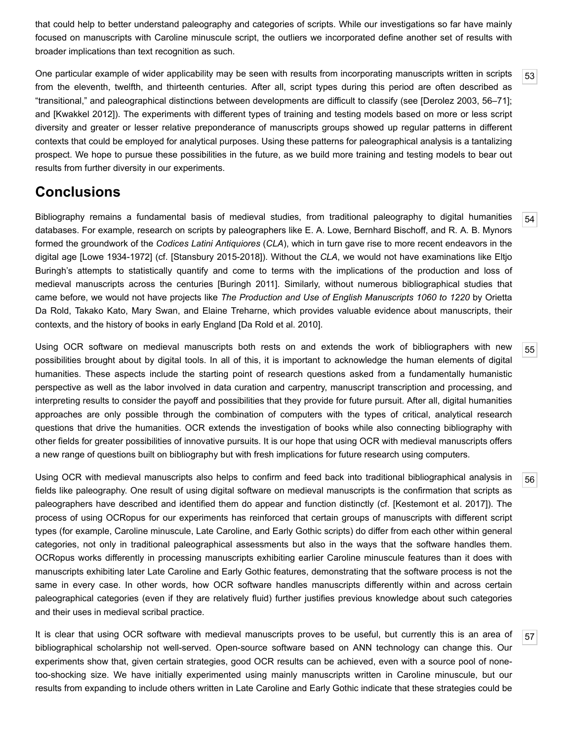that could help to better understand paleography and categories of scripts. While our investigations so far have mainly focused on manuscripts with Caroline minuscule script, the outliers we incorporated define another set of results with broader implications than text recognition as such.

[53] One particular example of wider applicability may be seen with results from incorporating manuscripts written in scripts from the eleventh, twelfth, and thirteenth centuries. After all, script types during this period are often described as "transitional," and paleographical distinctions between developments are difficult to classify (see [Derolez 2003, 56–71]; and [Kwakkel 2012]). The experiments with different types of training and testing models based on more or less script diversity and greater or lesser relative preponderance of manuscripts groups showed up regular patterns in different contexts that could be employed for analytical purposes. Using these patterns for paleographical analysis is a tantalizing prospect. We hope to pursue these possibilities in the future, as we build more training and testing models to bear out results from further diversity in our experiments.

## Conclusions

[54] Bibliography remains a fundamental basis of medieval studies, from traditional paleography to digital humanities databases. For example, research on scripts by paleographers like E. A. Lowe, Bernhard Bischoff, and R. A. B. Mynors formed the groundwork of the *Codices Latini Antiquiores* (*CLA*), which in turn gave rise to more recent endeavors in the digital age [Lowe 1934-1972] (cf. [Stansbury 2015-2018]). Without the *CLA*, we would not have examinations like Eltjo Buringh's attempts to statistically quantify and come to terms with the implications of the production and loss of medieval manuscripts across the centuries [Buringh 2011]. Similarly, without numerous bibliographical studies that came before, we would not have projects like *The Production and Use of English Manuscripts 1060 to 1220* by Orietta Da Rold, Takako Kato, Mary Swan, and Elaine Treharne, which provides valuable evidence about manuscripts, their contexts, and the history of books in early England [Da Rold et al. 2010].

[55] Using OCR software on medieval manuscripts both rests on and extends the work of bibliographers with new possibilities brought about by digital tools. In all of this, it is important to acknowledge the human elements of digital humanities. These aspects include the starting point of research questions asked from a fundamentally humanistic perspective as well as the labor involved in data curation and carpentry, manuscript transcription and processing, and interpreting results to consider the payoff and possibilities that they provide for future pursuit. After all, digital humanities approaches are only possible through the combination of computers with the types of critical, analytical research questions that drive the humanities. OCR extends the investigation of books while also connecting bibliography with other fields for greater possibilities of innovative pursuits. It is our hope that using OCR with medieval manuscripts offers a new range of questions built on bibliography but with fresh implications for future research using computers.

[56] Using OCR with medieval manuscripts also helps to confirm and feed back into traditional bibliographical analysis in fields like paleography. One result of using digital software on medieval manuscripts is the confirmation that scripts as paleographers have described and identified them do appear and function distinctly (cf. [Kestemont et al. 2017]). The process of using OCRopus for our experiments has reinforced that certain groups of manuscripts with different script types (for example, Caroline minuscule, Late Caroline, and Early Gothic scripts) do differ from each other within general categories, not only in traditional paleographical assessments but also in the ways that the software handles them. OCRopus works differently in processing manuscripts exhibiting earlier Caroline minuscule features than it does with manuscripts exhibiting later Late Caroline and Early Gothic features, demonstrating that the software process is not the same in every case. In other words, how OCR software handles manuscripts differently within and across certain paleographical categories (even if they are relatively fluid) further justifies previous knowledge about such categories and their uses in medieval scribal practice.

[57] It is clear that using OCR software with medieval manuscripts proves to be useful, but currently this is an area of bibliographical scholarship not well-served. Open-source software based on ANN technology can change this. Our experiments show that, given certain strategies, good OCR results can be achieved, even with a source pool of none-too-shocking size. We have initially experimented using mainly manuscripts written in Caroline minuscule, but our results from expanding to include others written in Late Caroline and Early Gothic indicate that these strategies could be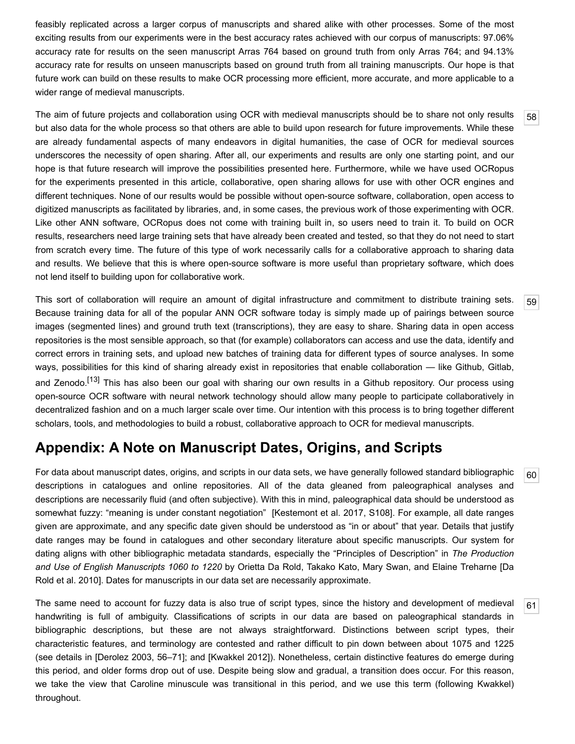feasibly replicated across a larger corpus of manuscripts and shared alike with other processes. Some of the most exciting results from our experiments were in the best accuracy rates achieved with our corpus of manuscripts: 97.06% accuracy rate for results on the seen manuscript Arras 764 based on ground truth from only Arras 764; and 94.13% accuracy rate for results on unseen manuscripts based on ground truth from all training manuscripts. Our hope is that future work can build on these results to make OCR processing more efficient, more accurate, and more applicable to a wider range of medieval manuscripts.

58 The aim of future projects and collaboration using OCR with medieval manuscripts should be to share not only results but also data for the whole process so that others are able to build upon research for future improvements. While these are already fundamental aspects of many endeavors in digital humanities, the case of OCR for medieval sources underscores the necessity of open sharing. After all, our experiments and results are only one starting point, and our hope is that future research will improve the possibilities presented here. Furthermore, while we have used OCRopus for the experiments presented in this article, collaborative, open sharing allows for use with other OCR engines and different techniques. None of our results would be possible without open-source software, collaboration, open access to digitized manuscripts as facilitated by libraries, and, in some cases, the previous work of those experimenting with OCR. Like other ANN software, OCRopus does not come with training built in, so users need to train it. To build on OCR results, researchers need large training sets that have already been created and tested, so that they do not need to start from scratch every time. The future of this type of work necessarily calls for a collaborative approach to sharing data and results. We believe that this is where open-source software is more useful than proprietary software, which does not lend itself to building upon for collaborative work.

59 This sort of collaboration will require an amount of digital infrastructure and commitment to distribute training sets. Because training data for all of the popular ANN OCR software today is simply made up of pairings between source images (segmented lines) and ground truth text (transcriptions), they are easy to share. Sharing data in open access repositories is the most sensible approach, so that (for example) collaborators can access and use the data, identify and correct errors in training sets, and upload new batches of training data for different types of source analyses. In some ways, possibilities for this kind of sharing already exist in repositories that enable collaboration — like Github, Gitlab, and Zenodo.[13] This has also been our goal with sharing our own results in a Github repository. Our process using open-source OCR software with neural network technology should allow many people to participate collaboratively in decentralized fashion and on a much larger scale over time. Our intention with this process is to bring together different scholars, tools, and methodologies to build a robust, collaborative approach to OCR for medieval manuscripts.

## Appendix: A Note on Manuscript Dates, Origins, and Scripts

60 For data about manuscript dates, origins, and scripts in our data sets, we have generally followed standard bibliographic descriptions in catalogues and online repositories. All of the data gleaned from paleographical analyses and descriptions are necessarily fluid (and often subjective). With this in mind, paleographical data should be understood as somewhat fuzzy: "meaning is under constant negotiation" [Kestemont et al. 2017, S108]. For example, all date ranges given are approximate, and any specific date given should be understood as "in or about" that year. Details that justify date ranges may be found in catalogues and other secondary literature about specific manuscripts. Our system for dating aligns with other bibliographic metadata standards, especially the "Principles of Description" in *The Production and Use of English Manuscripts 1060 to 1220* by Orietta Da Rold, Takako Kato, Mary Swan, and Elaine Treharne [Da Rold et al. 2010]. Dates for manuscripts in our data set are necessarily approximate.

61 The same need to account for fuzzy data is also true of script types, since the history and development of medieval handwriting is full of ambiguity. Classifications of scripts in our data are based on paleographical standards in bibliographic descriptions, but these are not always straightforward. Distinctions between script types, their characteristic features, and terminology are contested and rather difficult to pin down between about 1075 and 1225 (see details in [Derolez 2003, 56–71]; and [Kwakkel 2012]). Nonetheless, certain distinctive features do emerge during this period, and older forms drop out of use. Despite being slow and gradual, a transition does occur. For this reason, we take the view that Caroline minuscule was transitional in this period, and we use this term (following Kwakkel) throughout.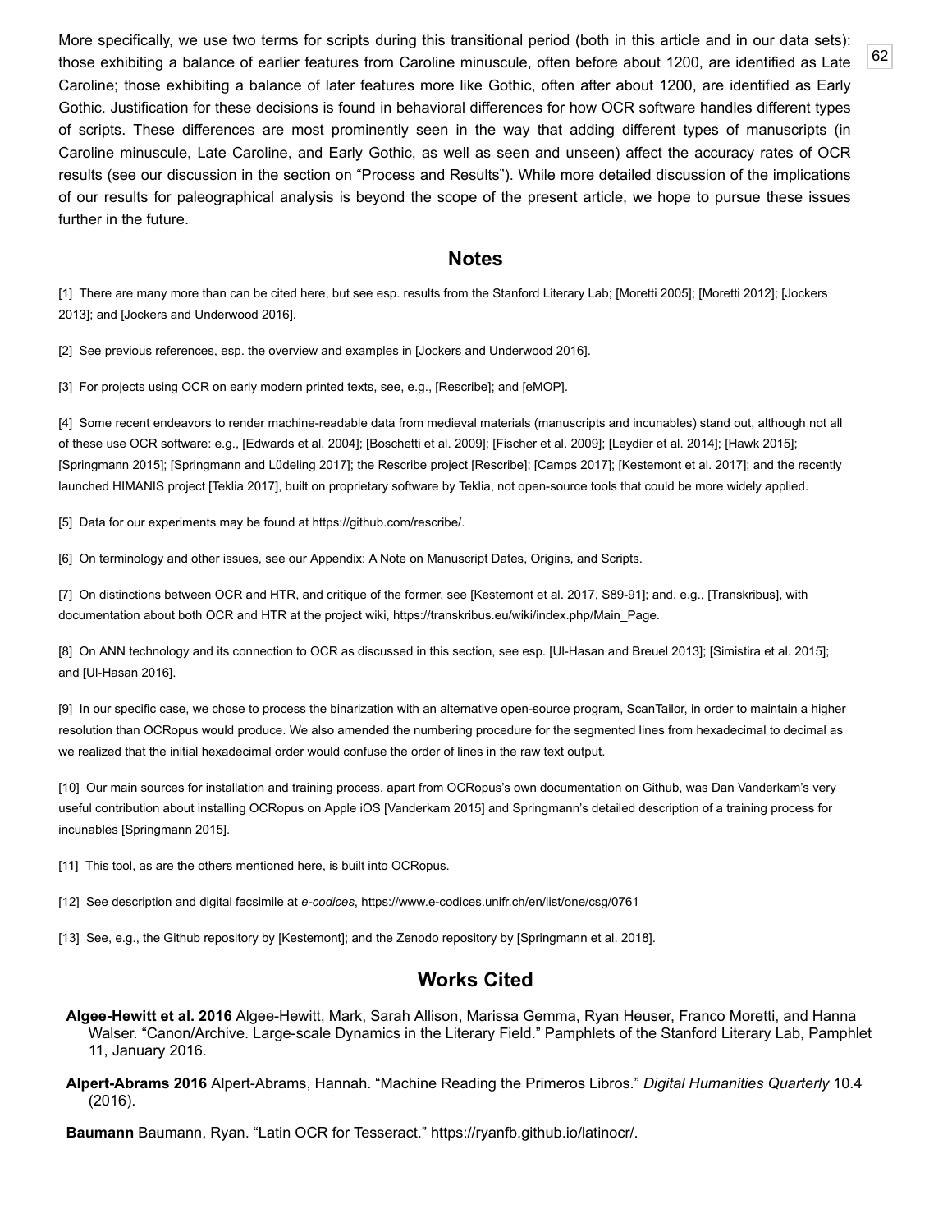More specifically, we use two terms for scripts during this transitional period (both in this article and in our data sets): those exhibiting a balance of earlier features from Caroline minuscule, often before about 1200, are identified as Late Caroline; those exhibiting a balance of later features more like Gothic, often after about 1200, are identified as Early Gothic. Justification for these decisions is found in behavioral differences for how OCR software handles different types of scripts. These differences are most prominently seen in the way that adding different types of manuscripts (in Caroline minuscule, Late Caroline, and Early Gothic, as well as seen and unseen) affect the accuracy rates of OCR results (see our discussion in the section on "Process and Results"). While more detailed discussion of the implications of our results for paleographical analysis is beyond the scope of the present article, we hope to pursue these issues further in the future.

## Notes

[1] There are many more than can be cited here, but see esp. results from the Stanford Literary Lab; [Moretti 2005]; [Moretti 2012]; [Jockers 2013]; and [Jockers and Underwood 2016].

[2] See previous references, esp. the overview and examples in [Jockers and Underwood 2016].

[3] For projects using OCR on early modern printed texts, see, e.g., [Rescribe]; and [eMOP].

[4] Some recent endeavors to render machine-readable data from medieval materials (manuscripts and incunables) stand out, although not all of these use OCR software: e.g., [Edwards et al. 2004]; [Boschetti et al. 2009]; [Fischer et al. 2009]; [Leydier et al. 2014]; [Hawk 2015]; [Springmann 2015]; [Springmann and Lüdeling 2017]; the Rescribe project [Rescribe]; [Camps 2017]; [Kestemont et al. 2017]; and the recently launched HIMANIS project [Teklia 2017], built on proprietary software by Teklia, not open-source tools that could be more widely applied.

[5] Data for our experiments may be found at https://github.com/rescribe/.

[6] On terminology and other issues, see our Appendix: A Note on Manuscript Dates, Origins, and Scripts.

[7] On distinctions between OCR and HTR, and critique of the former, see [Kestemont et al. 2017, S89-91]; and, e.g., [Transkribus], with documentation about both OCR and HTR at the project wiki, https://transkribus.eu/wiki/index.php/Main_Page.

[8] On ANN technology and its connection to OCR as discussed in this section, see esp. [Ul-Hasan and Breuel 2013]; [Simistira et al. 2015]; and [Ul-Hasan 2016].

[9] In our specific case, we chose to process the binarization with an alternative open-source program, ScanTailor, in order to maintain a higher resolution than OCRopus would produce. We also amended the numbering procedure for the segmented lines from hexadecimal to decimal as we realized that the initial hexadecimal order would confuse the order of lines in the raw text output.

[10] Our main sources for installation and training process, apart from OCRopus's own documentation on Github, was Dan Vanderkam's very useful contribution about installing OCRopus on Apple iOS [Vanderkam 2015] and Springmann's detailed description of a training process for incunables [Springmann 2015].

[11] This tool, as are the others mentioned here, is built into OCRopus.

[12] See description and digital facsimile at *e-codices*, https://www.e-codices.unifr.ch/en/list/one/csg/0761

[13] See, e.g., the Github repository by [Kestemont]; and the Zenodo repository by [Springmann et al. 2018].

## Works Cited

**Algee-Hewitt et al. 2016** Algee-Hewitt, Mark, Sarah Allison, Marissa Gemma, Ryan Heuser, Franco Moretti, and Hanna Walser. "Canon/Archive. Large-scale Dynamics in the Literary Field." Pamphlets of the Stanford Literary Lab, Pamphlet 11, January 2016.

**Alpert-Abrams 2016** Alpert-Abrams, Hannah. "Machine Reading the Primeros Libros." *Digital Humanities Quarterly* 10.4 (2016).

**Baumann** Baumann, Ryan. "Latin OCR for Tesseract." https://ryanfb.github.io/latinocr/.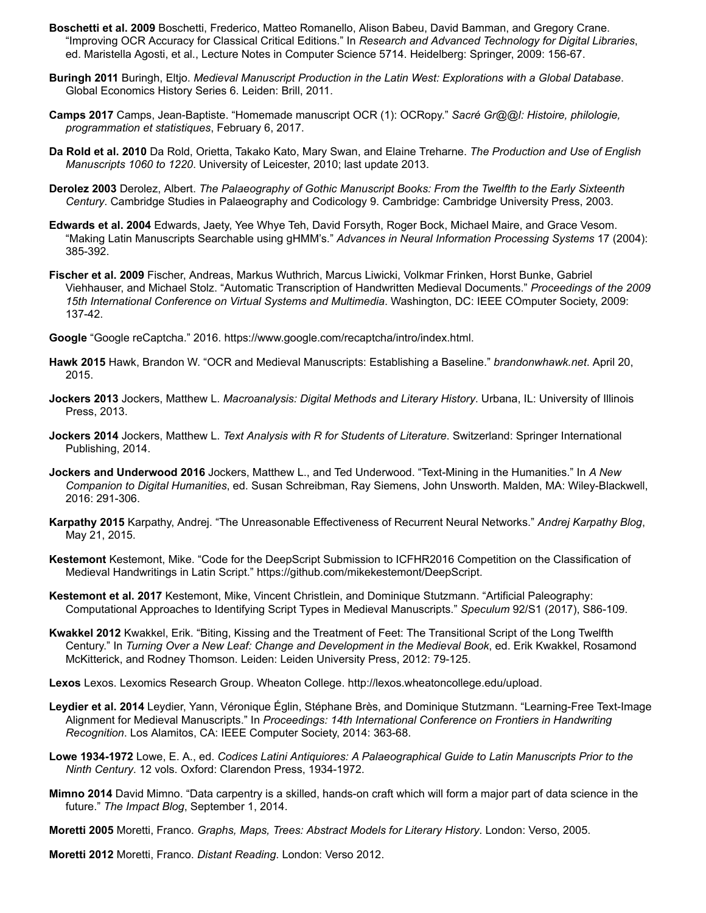**Boschetti et al. 2009** Boschetti, Frederico, Matteo Romanello, Alison Babeu, David Bamman, and Gregory Crane. "Improving OCR Accuracy for Classical Critical Editions." In *Research and Advanced Technology for Digital Libraries*, ed. Maristella Agosti, et al., Lecture Notes in Computer Science 5714. Heidelberg: Springer, 2009: 156-67.

**Buringh 2011** Buringh, Eltjo. *Medieval Manuscript Production in the Latin West: Explorations with a Global Database*. Global Economics History Series 6. Leiden: Brill, 2011.

**Camps 2017** Camps, Jean-Baptiste. "Homemade manuscript OCR (1): OCRopy." *Sacré Gr@@l: Histoire, philologie, programmation et statistiques*, February 6, 2017.

**Da Rold et al. 2010** Da Rold, Orietta, Takako Kato, Mary Swan, and Elaine Treharne. *The Production and Use of English Manuscripts 1060 to 1220*. University of Leicester, 2010; last update 2013.

**Derolez 2003** Derolez, Albert. *The Palaeography of Gothic Manuscript Books: From the Twelfth to the Early Sixteenth Century*. Cambridge Studies in Palaeography and Codicology 9. Cambridge: Cambridge University Press, 2003.

**Edwards et al. 2004** Edwards, Jaety, Yee Whye Teh, David Forsyth, Roger Bock, Michael Maire, and Grace Vesom. "Making Latin Manuscripts Searchable using gHMM's." *Advances in Neural Information Processing Systems* 17 (2004): 385-392.

**Fischer et al. 2009** Fischer, Andreas, Markus Wuthrich, Marcus Liwicki, Volkmar Frinken, Horst Bunke, Gabriel Viehhauser, and Michael Stolz. "Automatic Transcription of Handwritten Medieval Documents." *Proceedings of the 2009 15th International Conference on Virtual Systems and Multimedia*. Washington, DC: IEEE COmputer Society, 2009: 137-42.

**Google** "Google reCaptcha." 2016. https://www.google.com/recaptcha/intro/index.html.

**Hawk 2015** Hawk, Brandon W. "OCR and Medieval Manuscripts: Establishing a Baseline." *brandonwhawk.net*. April 20, 2015.

**Jockers 2013** Jockers, Matthew L. *Macroanalysis: Digital Methods and Literary History*. Urbana, IL: University of Illinois Press, 2013.

**Jockers 2014** Jockers, Matthew L. *Text Analysis with R for Students of Literature*. Switzerland: Springer International Publishing, 2014.

**Jockers and Underwood 2016** Jockers, Matthew L., and Ted Underwood. "Text-Mining in the Humanities." In *A New Companion to Digital Humanities*, ed. Susan Schreibman, Ray Siemens, John Unsworth. Malden, MA: Wiley-Blackwell, 2016: 291-306.

**Karpathy 2015** Karpathy, Andrej. "The Unreasonable Effectiveness of Recurrent Neural Networks." *Andrej Karpathy Blog*, May 21, 2015.

**Kestemont** Kestemont, Mike. "Code for the DeepScript Submission to ICFHR2016 Competition on the Classification of Medieval Handwritings in Latin Script." https://github.com/mikekestemont/DeepScript.

**Kestemont et al. 2017** Kestemont, Mike, Vincent Christlein, and Dominique Stutzmann. "Artificial Paleography: Computational Approaches to Identifying Script Types in Medieval Manuscripts." *Speculum* 92/S1 (2017), S86-109.

**Kwakkel 2012** Kwakkel, Erik. "Biting, Kissing and the Treatment of Feet: The Transitional Script of the Long Twelfth Century." In *Turning Over a New Leaf: Change and Development in the Medieval Book*, ed. Erik Kwakkel, Rosamond McKitterick, and Rodney Thomson. Leiden: Leiden University Press, 2012: 79-125.

**Lexos** Lexos. Lexomics Research Group. Wheaton College. http://lexos.wheatoncollege.edu/upload.

**Leydier et al. 2014** Leydier, Yann, Véronique Églin, Stéphane Brès, and Dominique Stutzmann. "Learning-Free Text-Image Alignment for Medieval Manuscripts." In *Proceedings: 14th International Conference on Frontiers in Handwriting Recognition*. Los Alamitos, CA: IEEE Computer Society, 2014: 363-68.

**Lowe 1934-1972** Lowe, E. A., ed. *Codices Latini Antiquiores: A Palaeographical Guide to Latin Manuscripts Prior to the Ninth Century*. 12 vols. Oxford: Clarendon Press, 1934-1972.

**Mimno 2014** David Mimno. "Data carpentry is a skilled, hands-on craft which will form a major part of data science in the future." *The Impact Blog*, September 1, 2014.

**Moretti 2005** Moretti, Franco. *Graphs, Maps, Trees: Abstract Models for Literary History*. London: Verso, 2005.

**Moretti 2012** Moretti, Franco. *Distant Reading*. London: Verso 2012.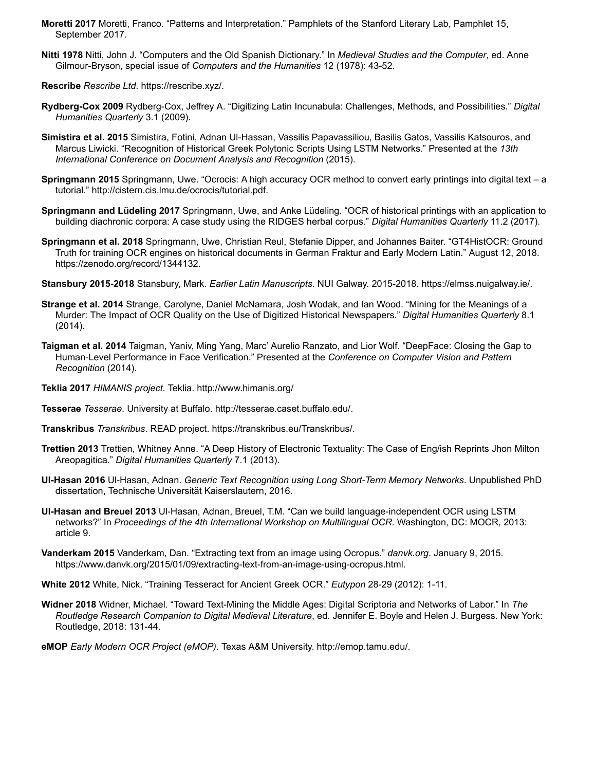**Moretti 2017** Moretti, Franco. “Patterns and Interpretation.” Pamphlets of the Stanford Literary Lab, Pamphlet 15, September 2017.

**Nitti 1978** Nitti, John J. “Computers and the Old Spanish Dictionary.” In *Medieval Studies and the Computer*, ed. Anne Gilmour-Bryson, special issue of *Computers and the Humanities* 12 (1978): 43-52.

**Rescribe** *Rescribe Ltd*. https://rescribe.xyz/.

**Rydberg-Cox 2009** Rydberg-Cox, Jeffrey A. “Digitizing Latin Incunabula: Challenges, Methods, and Possibilities.” *Digital Humanities Quarterly* 3.1 (2009).

**Simistira et al. 2015** Simistira, Fotini, Adnan Ul-Hassan, Vassilis Papavassiliou, Basilis Gatos, Vassilis Katsouros, and Marcus Liwicki. “Recognition of Historical Greek Polytonic Scripts Using LSTM Networks.” Presented at the *13th International Conference on Document Analysis and Recognition* (2015).

**Springmann 2015** Springmann, Uwe. “Ocrocis: A high accuracy OCR method to convert early printings into digital text – a tutorial.” http://cistern.cis.lmu.de/ocrocis/tutorial.pdf.

**Springmann and Lüdeling 2017** Springmann, Uwe, and Anke Lüdeling. “OCR of historical printings with an application to building diachronic corpora: A case study using the RIDGES herbal corpus.” *Digital Humanities Quarterly* 11.2 (2017).

**Springmann et al. 2018** Springmann, Uwe, Christian Reul, Stefanie Dipper, and Johannes Baiter. “GT4HistOCR: Ground Truth for training OCR engines on historical documents in German Fraktur and Early Modern Latin.” August 12, 2018. https://zenodo.org/record/1344132.

**Stansbury 2015-2018** Stansbury, Mark. *Earlier Latin Manuscripts*. NUI Galway. 2015-2018. https://elmss.nuigalway.ie/.

**Strange et al. 2014** Strange, Carolyne, Daniel McNamara, Josh Wodak, and Ian Wood. “Mining for the Meanings of a Murder: The Impact of OCR Quality on the Use of Digitized Historical Newspapers.” *Digital Humanities Quarterly* 8.1 (2014).

**Taigman et al. 2014** Taigman, Yaniv, Ming Yang, Marc’ Aurelio Ranzato, and Lior Wolf. “DeepFace: Closing the Gap to Human-Level Performance in Face Verification.” Presented at the *Conference on Computer Vision and Pattern Recognition* (2014).

**Teklia 2017** *HIMANIS project*. Teklia. http://www.himanis.org/

**Tesserae** *Tesserae*. University at Buffalo. http://tesserae.caset.buffalo.edu/.

**Transkribus** *Transkribus*. READ project. https://transkribus.eu/Transkribus/.

**Trettien 2013** Trettien, Whitney Anne. “A Deep History of Electronic Textuality: The Case of Eng/ish Reprints Jhon Milton Areopagitica.” *Digital Humanities Quarterly* 7.1 (2013).

**Ul-Hasan 2016** Ul-Hasan, Adnan. *Generic Text Recognition using Long Short-Term Memory Networks*. Unpublished PhD dissertation, Technische Universität Kaiserslautern, 2016.

**Ul-Hasan and Breuel 2013** Ul-Hasan, Adnan, Breuel, T.M. “Can we build language-independent OCR using LSTM networks?” In *Proceedings of the 4th International Workshop on Multilingual OCR*. Washington, DC: MOCR, 2013: article 9.

**Vanderkam 2015** Vanderkam, Dan. “Extracting text from an image using Ocropus.” *danvk.org*. January 9, 2015. https://www.danvk.org/2015/01/09/extracting-text-from-an-image-using-ocropus.html.

**White 2012** White, Nick. “Training Tesseract for Ancient Greek OCR.” *Eutypon* 28-29 (2012): 1-11.

**Widner 2018** Widner, Michael. “Toward Text-Mining the Middle Ages: Digital Scriptoria and Networks of Labor.” In *The Routledge Research Companion to Digital Medieval Literature*, ed. Jennifer E. Boyle and Helen J. Burgess. New York: Routledge, 2018: 131-44.

**eMOP** *Early Modern OCR Project (eMOP)*. Texas A&M University. http://emop.tamu.edu/.